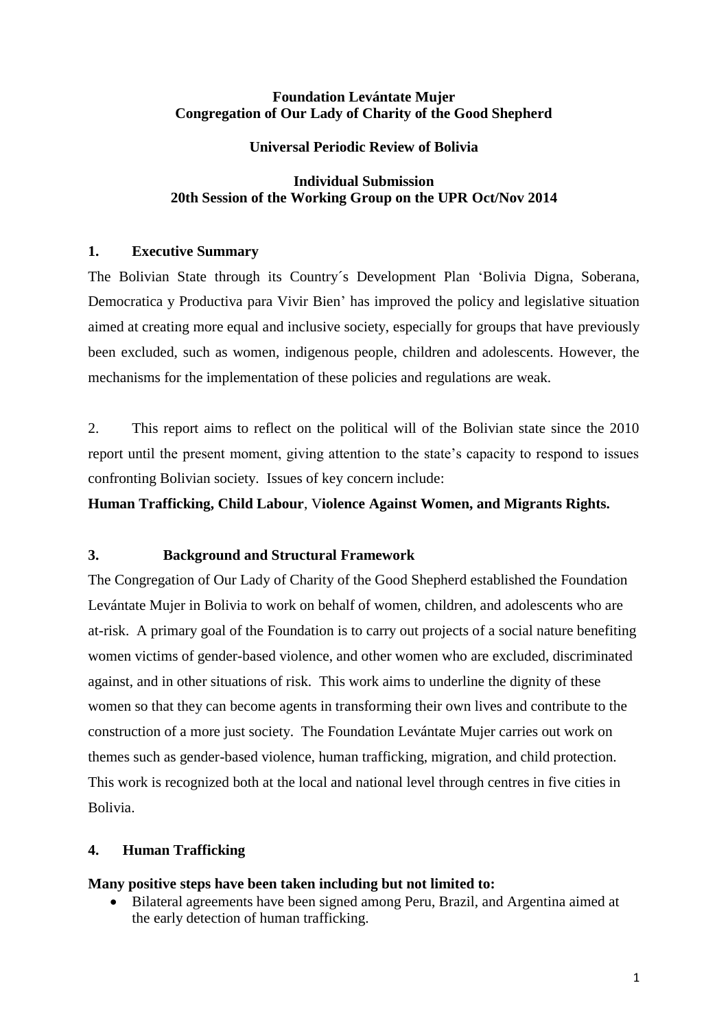**Foundation Levántate Mujer**
**Congregation of Our Lady of Charity of the Good Shepherd**

**Universal Periodic Review of Bolivia**

**Individual Submission**
**20th Session of the Working Group on the UPR Oct/Nov 2014**

## 1. Executive Summary

The Bolivian State through its Country´s Development Plan 'Bolivia Digna, Soberana, Democratica y Productiva para Vivir Bien' has improved the policy and legislative situation aimed at creating more equal and inclusive society, especially for groups that have previously been excluded, such as women, indigenous people, children and adolescents. However, the mechanisms for the implementation of these policies and regulations are weak.

2. This report aims to reflect on the political will of the Bolivian state since the 2010 report until the present moment, giving attention to the state's capacity to respond to issues confronting Bolivian society. Issues of key concern include:

**Human Trafficking, Child Labour**, V**iolence Against Women, and Migrants Rights.**

## 3. Background and Structural Framework

The Congregation of Our Lady of Charity of the Good Shepherd established the Foundation Levántate Mujer in Bolivia to work on behalf of women, children, and adolescents who are at-risk. A primary goal of the Foundation is to carry out projects of a social nature benefiting women victims of gender-based violence, and other women who are excluded, discriminated against, and in other situations of risk. This work aims to underline the dignity of these women so that they can become agents in transforming their own lives and contribute to the construction of a more just society. The Foundation Levántate Mujer carries out work on themes such as gender-based violence, human trafficking, migration, and child protection. This work is recognized both at the local and national level through centres in five cities in Bolivia.

## 4. Human Trafficking

**Many positive steps have been taken including but not limited to:**

- Bilateral agreements have been signed among Peru, Brazil, and Argentina aimed at the early detection of human trafficking.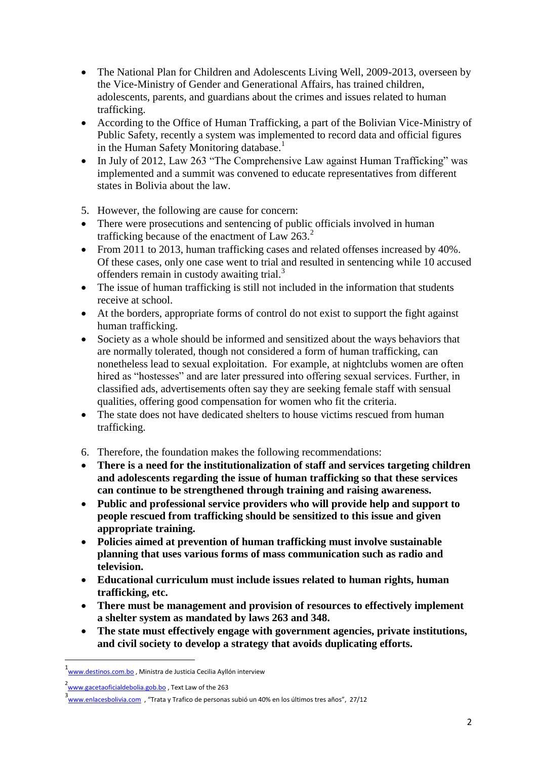- The National Plan for Children and Adolescents Living Well, 2009-2013, overseen by the Vice-Ministry of Gender and Generational Affairs, has trained children, adolescents, parents, and guardians about the crimes and issues related to human trafficking.
- According to the Office of Human Trafficking, a part of the Bolivian Vice-Ministry of Public Safety, recently a system was implemented to record data and official figures in the Human Safety Monitoring database.[1]
- In July of 2012, Law 263 "The Comprehensive Law against Human Trafficking" was implemented and a summit was convened to educate representatives from different states in Bolivia about the law.

5. However, the following are cause for concern:

- There were prosecutions and sentencing of public officials involved in human trafficking because of the enactment of Law 263.[2]
- From 2011 to 2013, human trafficking cases and related offenses increased by 40%. Of these cases, only one case went to trial and resulted in sentencing while 10 accused offenders remain in custody awaiting trial.[3]
- The issue of human trafficking is still not included in the information that students receive at school.
- At the borders, appropriate forms of control do not exist to support the fight against human trafficking.
- Society as a whole should be informed and sensitized about the ways behaviors that are normally tolerated, though not considered a form of human trafficking, can nonetheless lead to sexual exploitation. For example, at nightclubs women are often hired as "hostesses" and are later pressured into offering sexual services. Further, in classified ads, advertisements often say they are seeking female staff with sensual qualities, offering good compensation for women who fit the criteria.
- The state does not have dedicated shelters to house victims rescued from human trafficking.

6. Therefore, the foundation makes the following recommendations:

- **There is a need for the institutionalization of staff and services targeting children and adolescents regarding the issue of human trafficking so that these services can continue to be strengthened through training and raising awareness.**
- **Public and professional service providers who will provide help and support to people rescued from trafficking should be sensitized to this issue and given appropriate training.**
- **Policies aimed at prevention of human trafficking must involve sustainable planning that uses various forms of mass communication such as radio and television.**
- **Educational curriculum must include issues related to human rights, human trafficking, etc.**
- **There must be management and provision of resources to effectively implement a shelter system as mandated by laws 263 and 348.**
- **The state must effectively engage with government agencies, private institutions, and civil society to develop a strategy that avoids duplicating efforts.**

---

[1] www.destinos.com.bo , Ministra de Justicia Cecilia Ayllón interview

[2] www.gacetaoficialdebolivia.gob.bo , Text Law of the 263

[3] www.enlacesbolivia.com , "Trata y Trafico de personas subió un 40% en los últimos tres años", 27/12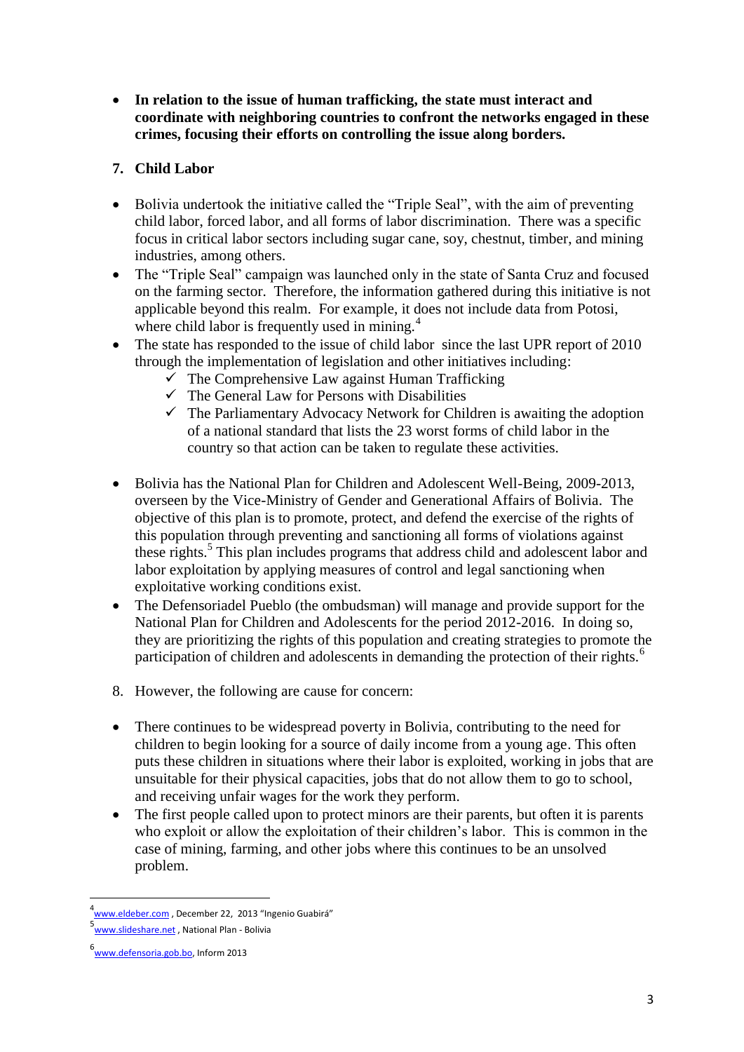- **In relation to the issue of human trafficking, the state must interact and coordinate with neighboring countries to confront the networks engaged in these crimes, focusing their efforts on controlling the issue along borders.**

7. **Child Labor**

- Bolivia undertook the initiative called the "Triple Seal", with the aim of preventing child labor, forced labor, and all forms of labor discrimination. There was a specific focus in critical labor sectors including sugar cane, soy, chestnut, timber, and mining industries, among others.
- The "Triple Seal" campaign was launched only in the state of Santa Cruz and focused on the farming sector. Therefore, the information gathered during this initiative is not applicable beyond this realm. For example, it does not include data from Potosi, where child labor is frequently used in mining.[4]
- The state has responded to the issue of child labor since the last UPR report of 2010 through the implementation of legislation and other initiatives including:
  - ✓ The Comprehensive Law against Human Trafficking
  - ✓ The General Law for Persons with Disabilities
  - ✓ The Parliamentary Advocacy Network for Children is awaiting the adoption of a national standard that lists the 23 worst forms of child labor in the country so that action can be taken to regulate these activities.

- Bolivia has the National Plan for Children and Adolescent Well-Being, 2009-2013, overseen by the Vice-Ministry of Gender and Generational Affairs of Bolivia. The objective of this plan is to promote, protect, and defend the exercise of the rights of this population through preventing and sanctioning all forms of violations against these rights.[5] This plan includes programs that address child and adolescent labor and labor exploitation by applying measures of control and legal sanctioning when exploitative working conditions exist.
- The Defensoriadel Pueblo (the ombudsman) will manage and provide support for the National Plan for Children and Adolescents for the period 2012-2016. In doing so, they are prioritizing the rights of this population and creating strategies to promote the participation of children and adolescents in demanding the protection of their rights.[6]

8. However, the following are cause for concern:

- There continues to be widespread poverty in Bolivia, contributing to the need for children to begin looking for a source of daily income from a young age. This often puts these children in situations where their labor is exploited, working in jobs that are unsuitable for their physical capacities, jobs that do not allow them to go to school, and receiving unfair wages for the work they perform.
- The first people called upon to protect minors are their parents, but often it is parents who exploit or allow the exploitation of their children's labor. This is common in the case of mining, farming, and other jobs where this continues to be an unsolved problem.

---

[4] www.eldeber.com , December 22, 2013 "Ingenio Guabirá"

[5] www.slideshare.net , National Plan - Bolivia

[6] www.defensoria.gob.bo, Inform 2013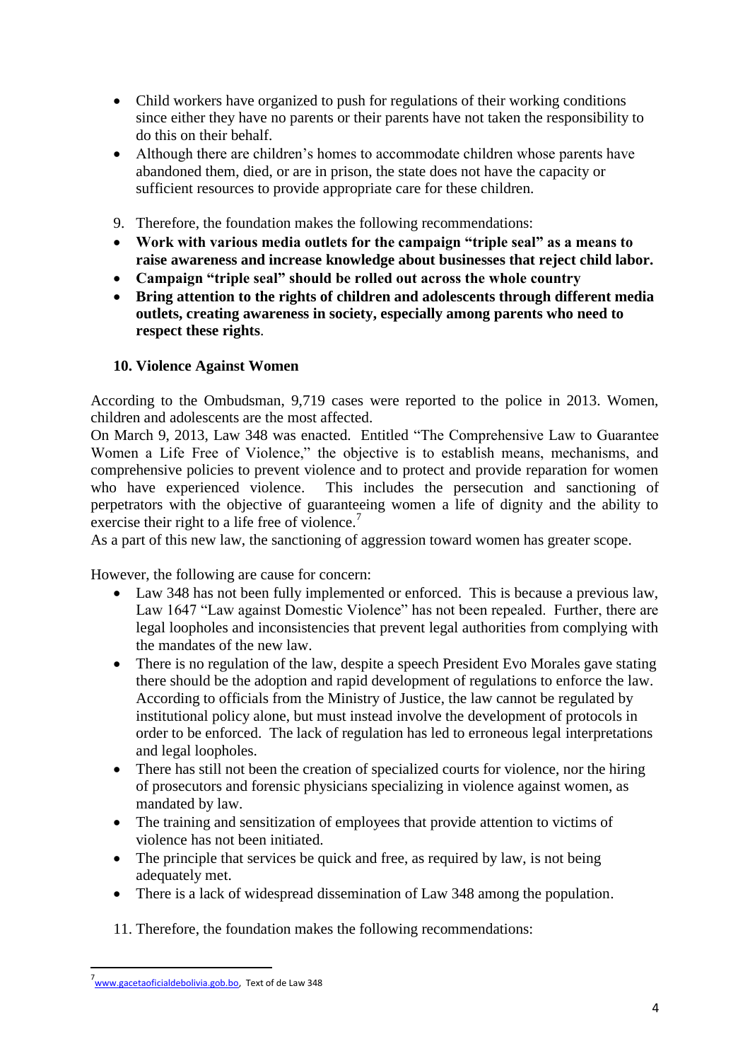- Child workers have organized to push for regulations of their working conditions since either they have no parents or their parents have not taken the responsibility to do this on their behalf.
- Although there are children's homes to accommodate children whose parents have abandoned them, died, or are in prison, the state does not have the capacity or sufficient resources to provide appropriate care for these children.

9. Therefore, the foundation makes the following recommendations:

- **Work with various media outlets for the campaign "triple seal" as a means to raise awareness and increase knowledge about businesses that reject child labor.**
- **Campaign "triple seal" should be rolled out across the whole country**
- **Bring attention to the rights of children and adolescents through different media outlets, creating awareness in society, especially among parents who need to respect these rights**.

### 10. Violence Against Women

According to the Ombudsman, 9,719 cases were reported to the police in 2013. Women, children and adolescents are the most affected.

On March 9, 2013, Law 348 was enacted. Entitled "The Comprehensive Law to Guarantee Women a Life Free of Violence," the objective is to establish means, mechanisms, and comprehensive policies to prevent violence and to protect and provide reparation for women who have experienced violence. This includes the persecution and sanctioning of perpetrators with the objective of guaranteeing women a life of dignity and the ability to exercise their right to a life free of violence.[7]

As a part of this new law, the sanctioning of aggression toward women has greater scope.

However, the following are cause for concern:

- Law 348 has not been fully implemented or enforced. This is because a previous law, Law 1647 "Law against Domestic Violence" has not been repealed. Further, there are legal loopholes and inconsistencies that prevent legal authorities from complying with the mandates of the new law.
- There is no regulation of the law, despite a speech President Evo Morales gave stating there should be the adoption and rapid development of regulations to enforce the law. According to officials from the Ministry of Justice, the law cannot be regulated by institutional policy alone, but must instead involve the development of protocols in order to be enforced. The lack of regulation has led to erroneous legal interpretations and legal loopholes.
- There has still not been the creation of specialized courts for violence, nor the hiring of prosecutors and forensic physicians specializing in violence against women, as mandated by law.
- The training and sensitization of employees that provide attention to victims of violence has not been initiated.
- The principle that services be quick and free, as required by law, is not being adequately met.
- There is a lack of widespread dissemination of Law 348 among the population.

11. Therefore, the foundation makes the following recommendations:

---

[7] www.gacetaoficialdebolivia.gob.bo, Text of de Law 348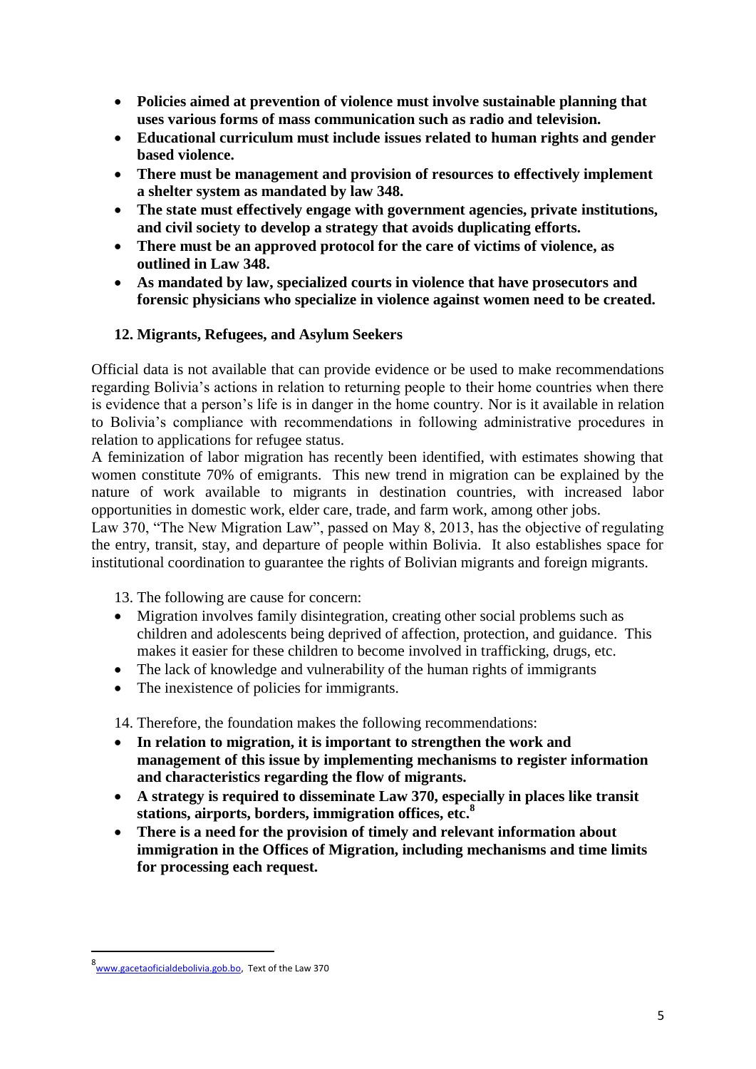- **Policies aimed at prevention of violence must involve sustainable planning that uses various forms of mass communication such as radio and television.**
- **Educational curriculum must include issues related to human rights and gender based violence.**
- **There must be management and provision of resources to effectively implement a shelter system as mandated by law 348.**
- **The state must effectively engage with government agencies, private institutions, and civil society to develop a strategy that avoids duplicating efforts.**
- **There must be an approved protocol for the care of victims of violence, as outlined in Law 348.**
- **As mandated by law, specialized courts in violence that have prosecutors and forensic physicians who specialize in violence against women need to be created.**

### 12. Migrants, Refugees, and Asylum Seekers

Official data is not available that can provide evidence or be used to make recommendations regarding Bolivia's actions in relation to returning people to their home countries when there is evidence that a person's life is in danger in the home country. Nor is it available in relation to Bolivia's compliance with recommendations in following administrative procedures in relation to applications for refugee status.

A feminization of labor migration has recently been identified, with estimates showing that women constitute 70% of emigrants. This new trend in migration can be explained by the nature of work available to migrants in destination countries, with increased labor opportunities in domestic work, elder care, trade, and farm work, among other jobs.

Law 370, "The New Migration Law", passed on May 8, 2013, has the objective of regulating the entry, transit, stay, and departure of people within Bolivia. It also establishes space for institutional coordination to guarantee the rights of Bolivian migrants and foreign migrants.

13. The following are cause for concern:

- Migration involves family disintegration, creating other social problems such as children and adolescents being deprived of affection, protection, and guidance. This makes it easier for these children to become involved in trafficking, drugs, etc.
- The lack of knowledge and vulnerability of the human rights of immigrants
- The inexistence of policies for immigrants.

14. Therefore, the foundation makes the following recommendations:

- **In relation to migration, it is important to strengthen the work and management of this issue by implementing mechanisms to register information and characteristics regarding the flow of migrants.**
- **A strategy is required to disseminate Law 370, especially in places like transit stations, airports, borders, immigration offices, etc.[8]**
- **There is a need for the provision of timely and relevant information about immigration in the Offices of Migration, including mechanisms and time limits for processing each request.**

[8] www.gacetaoficialdebolivia.gob.bo, Text of the Law 370